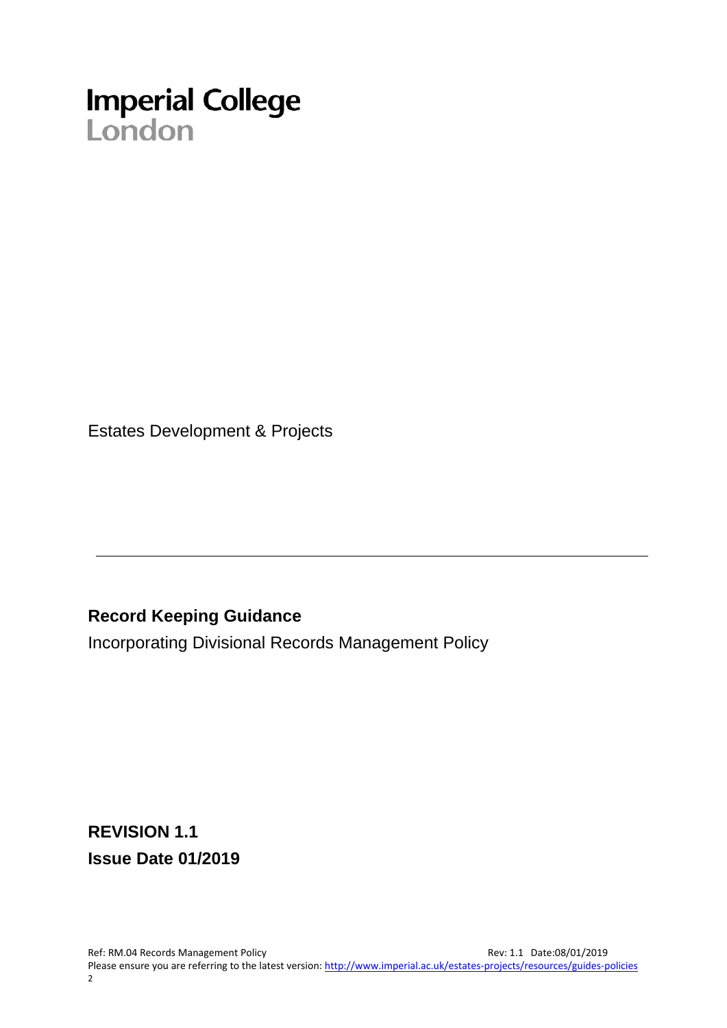Imperial College
London

Estates Development & Projects

---

## Record Keeping Guidance

Incorporating Divisional Records Management Policy

**REVISION 1.1**

**Issue Date 01/2019**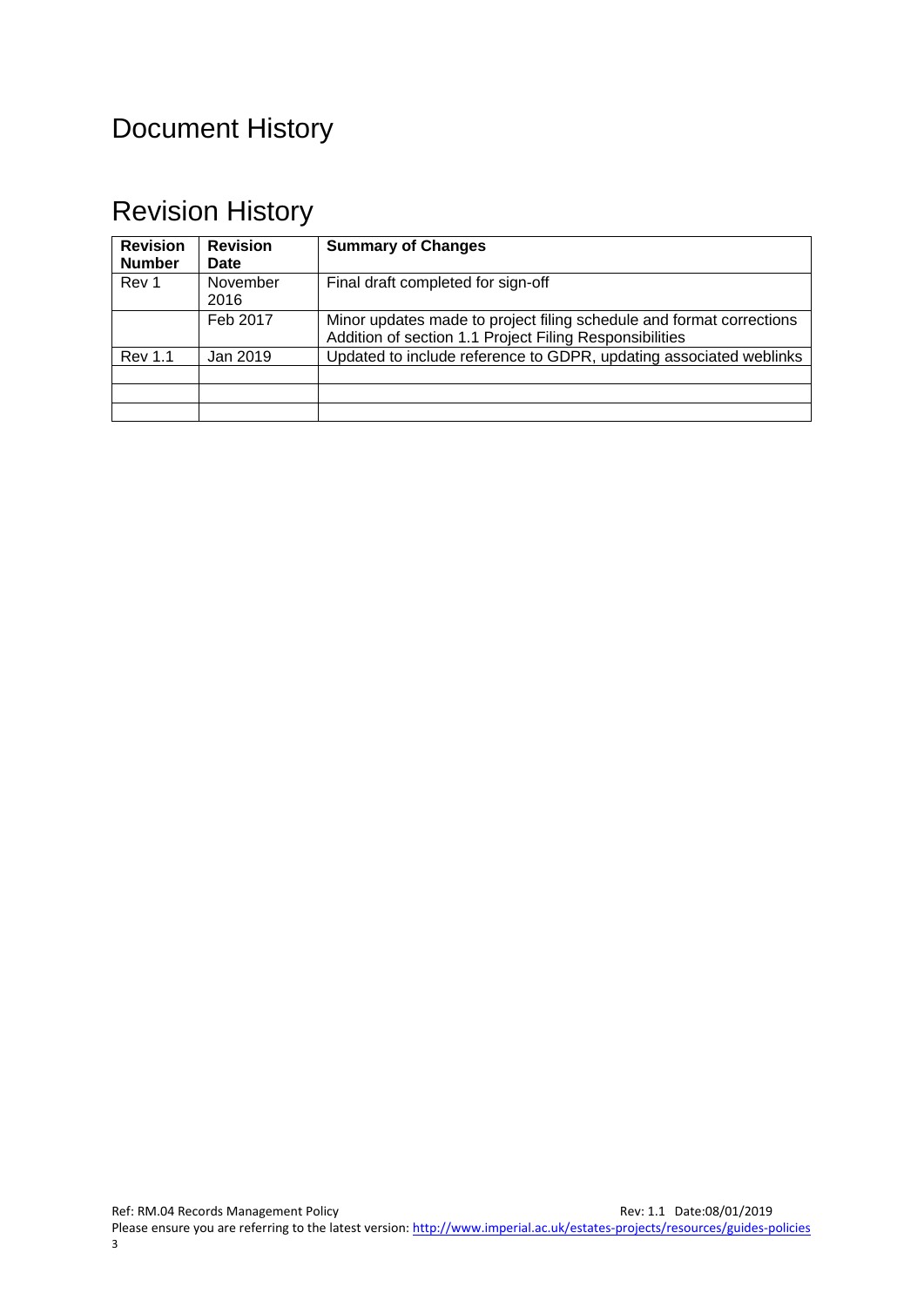# Document History

# Revision History

| Revision Number | Revision Date | Summary of Changes |
|---|---|---|
| Rev 1 | November 2016 | Final draft completed for sign-off |
| | Feb 2017 | Minor updates made to project filing schedule and format corrections<br>Addition of section 1.1 Project Filing Responsibilities |
| Rev 1.1 | Jan 2019 | Updated to include reference to GDPR, updating associated weblinks |
| | | |
| | | |
| | | |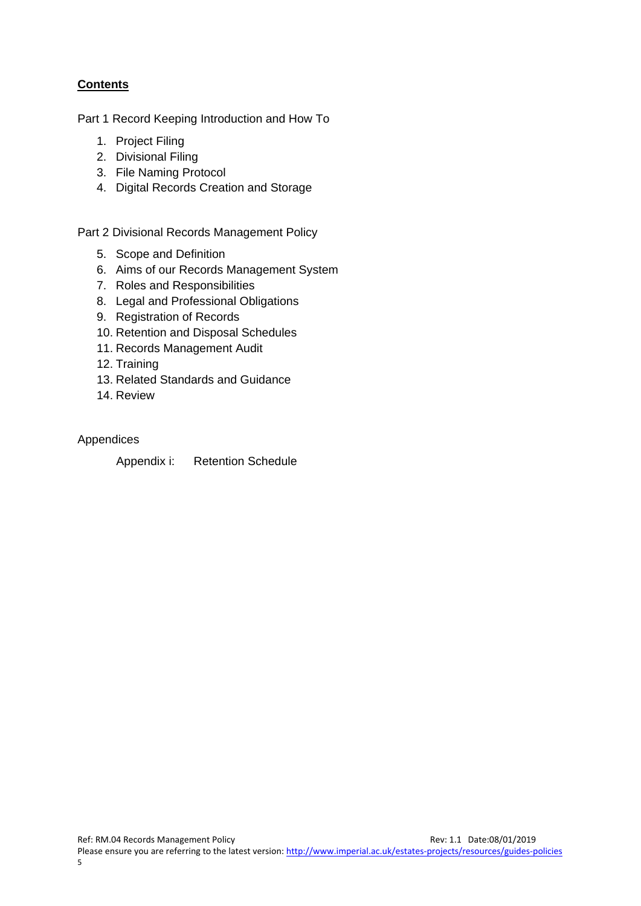## **Contents**

Part 1 Record Keeping Introduction and How To

1. Project Filing
2. Divisional Filing
3. File Naming Protocol
4. Digital Records Creation and Storage

Part 2 Divisional Records Management Policy

5. Scope and Definition
6. Aims of our Records Management System
7. Roles and Responsibilities
8. Legal and Professional Obligations
9. Registration of Records
10. Retention and Disposal Schedules
11. Records Management Audit
12. Training
13. Related Standards and Guidance
14. Review

Appendices

Appendix i: Retention Schedule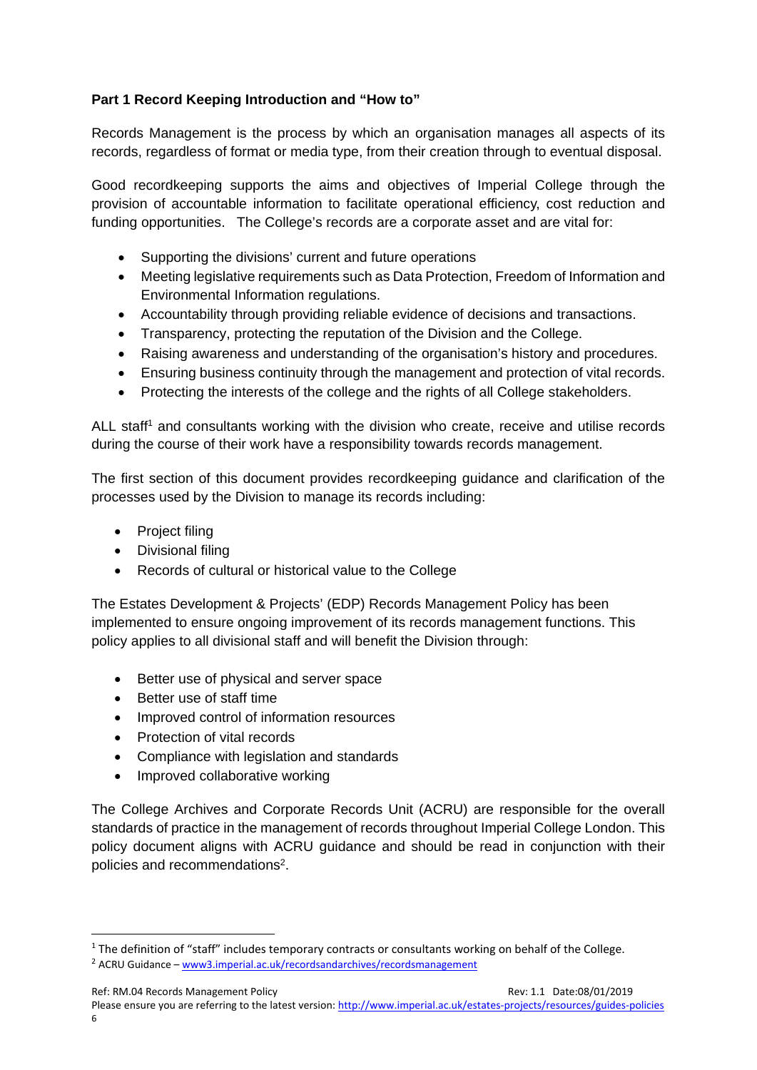### Part 1 Record Keeping Introduction and "How to"

Records Management is the process by which an organisation manages all aspects of its records, regardless of format or media type, from their creation through to eventual disposal.

Good recordkeeping supports the aims and objectives of Imperial College through the provision of accountable information to facilitate operational efficiency, cost reduction and funding opportunities. The College's records are a corporate asset and are vital for:

- Supporting the divisions' current and future operations
- Meeting legislative requirements such as Data Protection, Freedom of Information and Environmental Information regulations.
- Accountability through providing reliable evidence of decisions and transactions.
- Transparency, protecting the reputation of the Division and the College.
- Raising awareness and understanding of the organisation's history and procedures.
- Ensuring business continuity through the management and protection of vital records.
- Protecting the interests of the college and the rights of all College stakeholders.

ALL staff[1] and consultants working with the division who create, receive and utilise records during the course of their work have a responsibility towards records management.

The first section of this document provides recordkeeping guidance and clarification of the processes used by the Division to manage its records including:

- Project filing
- Divisional filing
- Records of cultural or historical value to the College

The Estates Development & Projects' (EDP) Records Management Policy has been implemented to ensure ongoing improvement of its records management functions. This policy applies to all divisional staff and will benefit the Division through:

- Better use of physical and server space
- Better use of staff time
- Improved control of information resources
- Protection of vital records
- Compliance with legislation and standards
- Improved collaborative working

The College Archives and Corporate Records Unit (ACRU) are responsible for the overall standards of practice in the management of records throughout Imperial College London. This policy document aligns with ACRU guidance and should be read in conjunction with their policies and recommendations[2].

---

[1] The definition of "staff" includes temporary contracts or consultants working on behalf of the College.

[2] ACRU Guidance – www3.imperial.ac.uk/recordsandarchives/recordsmanagement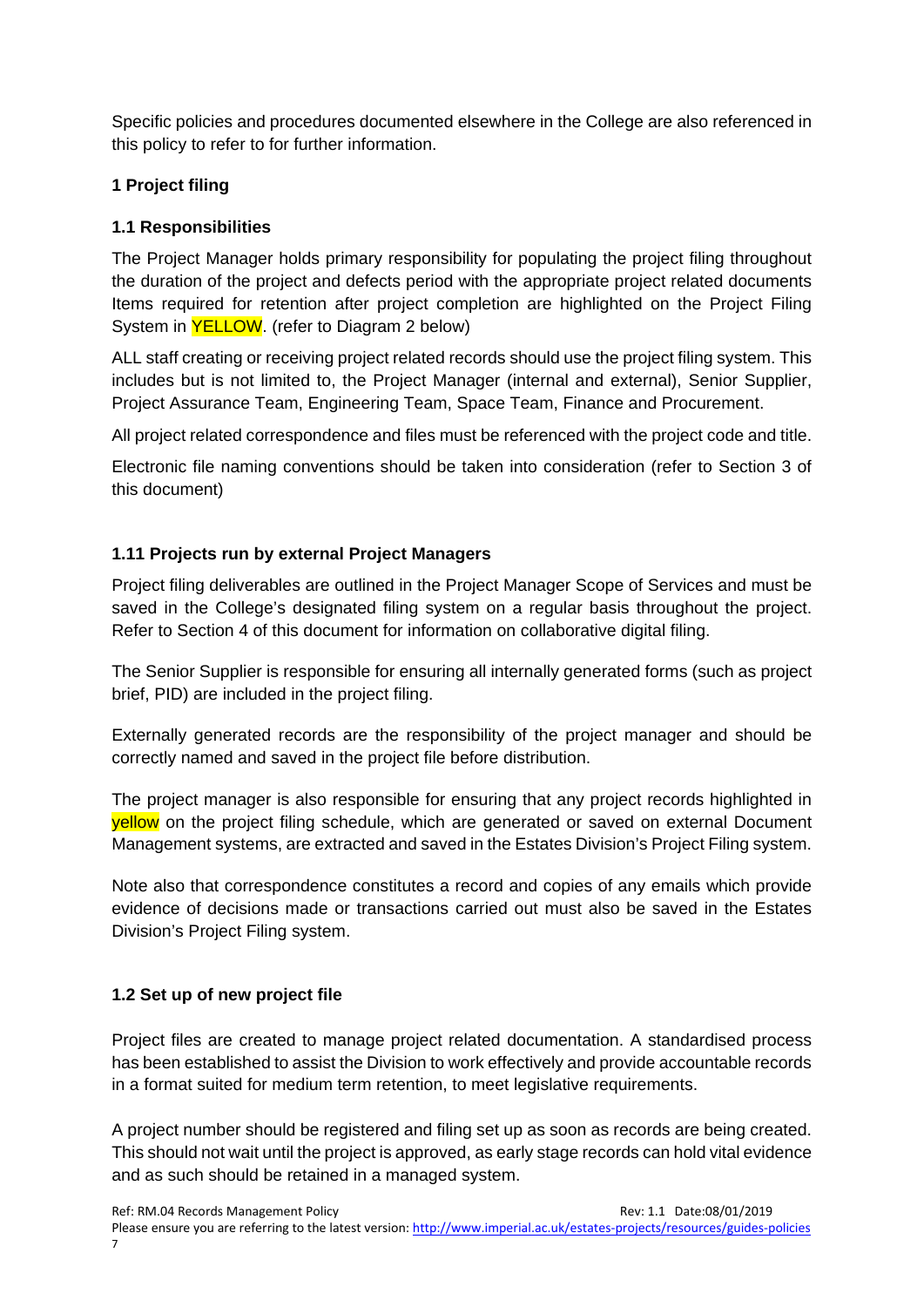Specific policies and procedures documented elsewhere in the College are also referenced in this policy to refer to for further information.

## 1 Project filing

### 1.1 Responsibilities

The Project Manager holds primary responsibility for populating the project filing throughout the duration of the project and defects period with the appropriate project related documents Items required for retention after project completion are highlighted on the Project Filing System in YELLOW. (refer to Diagram 2 below)

ALL staff creating or receiving project related records should use the project filing system. This includes but is not limited to, the Project Manager (internal and external), Senior Supplier, Project Assurance Team, Engineering Team, Space Team, Finance and Procurement.

All project related correspondence and files must be referenced with the project code and title.

Electronic file naming conventions should be taken into consideration (refer to Section 3 of this document)

### 1.11 Projects run by external Project Managers

Project filing deliverables are outlined in the Project Manager Scope of Services and must be saved in the College's designated filing system on a regular basis throughout the project. Refer to Section 4 of this document for information on collaborative digital filing.

The Senior Supplier is responsible for ensuring all internally generated forms (such as project brief, PID) are included in the project filing.

Externally generated records are the responsibility of the project manager and should be correctly named and saved in the project file before distribution.

The project manager is also responsible for ensuring that any project records highlighted in yellow on the project filing schedule, which are generated or saved on external Document Management systems, are extracted and saved in the Estates Division's Project Filing system.

Note also that correspondence constitutes a record and copies of any emails which provide evidence of decisions made or transactions carried out must also be saved in the Estates Division's Project Filing system.

### 1.2 Set up of new project file

Project files are created to manage project related documentation. A standardised process has been established to assist the Division to work effectively and provide accountable records in a format suited for medium term retention, to meet legislative requirements.

A project number should be registered and filing set up as soon as records are being created. This should not wait until the project is approved, as early stage records can hold vital evidence and as such should be retained in a managed system.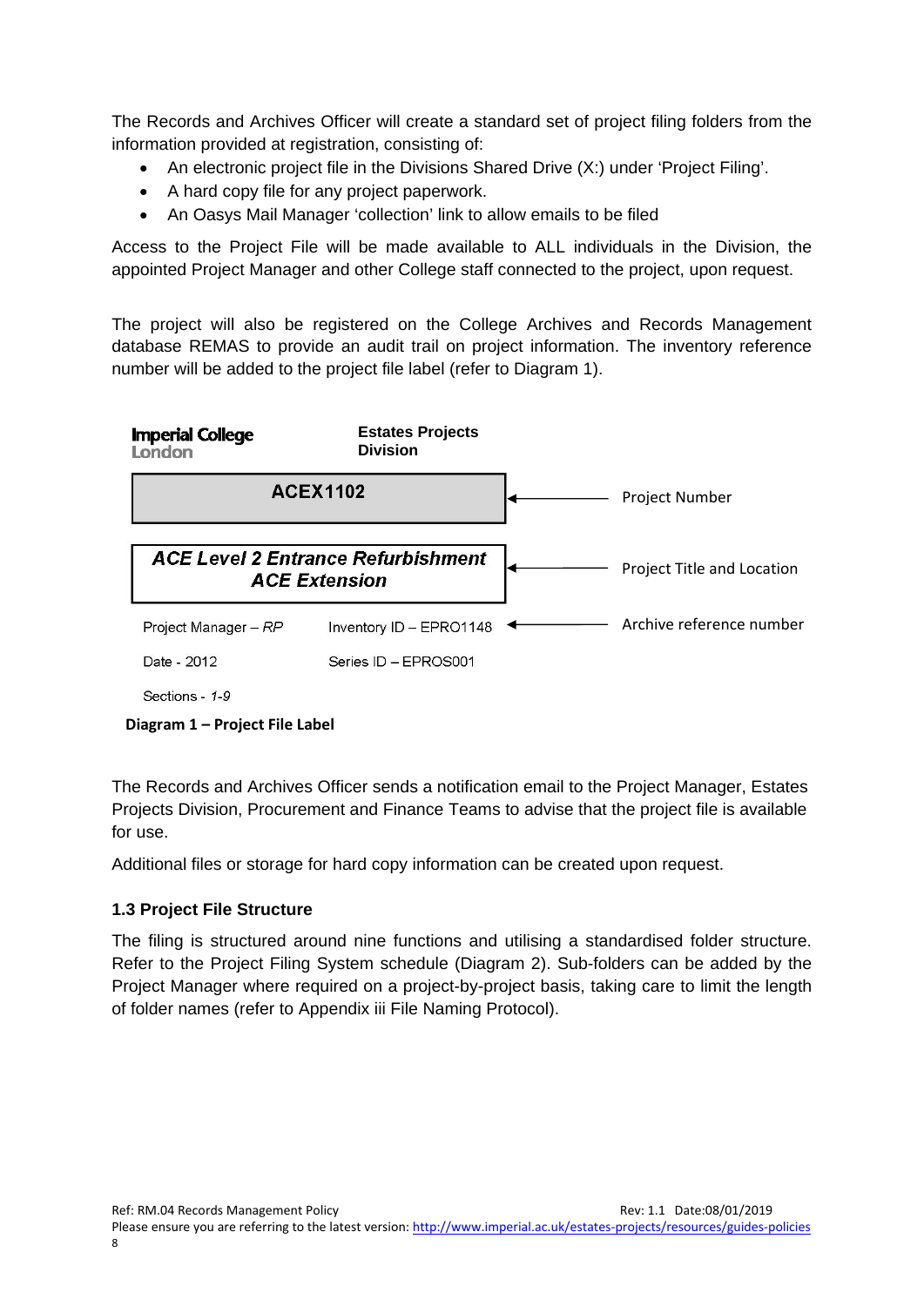The Records and Archives Officer will create a standard set of project filing folders from the information provided at registration, consisting of:

- An electronic project file in the Divisions Shared Drive (X:) under 'Project Filing'.
- A hard copy file for any project paperwork.
- An Oasys Mail Manager 'collection' link to allow emails to be filed

Access to the Project File will be made available to ALL individuals in the Division, the appointed Project Manager and other College staff connected to the project, upon request.

The project will also be registered on the College Archives and Records Management database REMAS to provide an audit trail on project information. The inventory reference number will be added to the project file label (refer to Diagram 1).

**Imperial College London** — **Estates Projects Division**

| | |
|---|---|
| **ACEX1102** | ← Project Number |
| ***ACE Level 2 Entrance Refurbishment ACE Extension*** | ← Project Title and Location |
| Project Manager – *RP* / Inventory ID – EPRO1148 | ← Archive reference number |
| Date - 2012 / Series ID – EPROS001 | |
| Sections - *1-9* | |

**Diagram 1 – Project File Label**

The Records and Archives Officer sends a notification email to the Project Manager, Estates Projects Division, Procurement and Finance Teams to advise that the project file is available for use.

Additional files or storage for hard copy information can be created upon request.

### 1.3 Project File Structure

The filing is structured around nine functions and utilising a standardised folder structure. Refer to the Project Filing System schedule (Diagram 2). Sub-folders can be added by the Project Manager where required on a project-by-project basis, taking care to limit the length of folder names (refer to Appendix iii File Naming Protocol).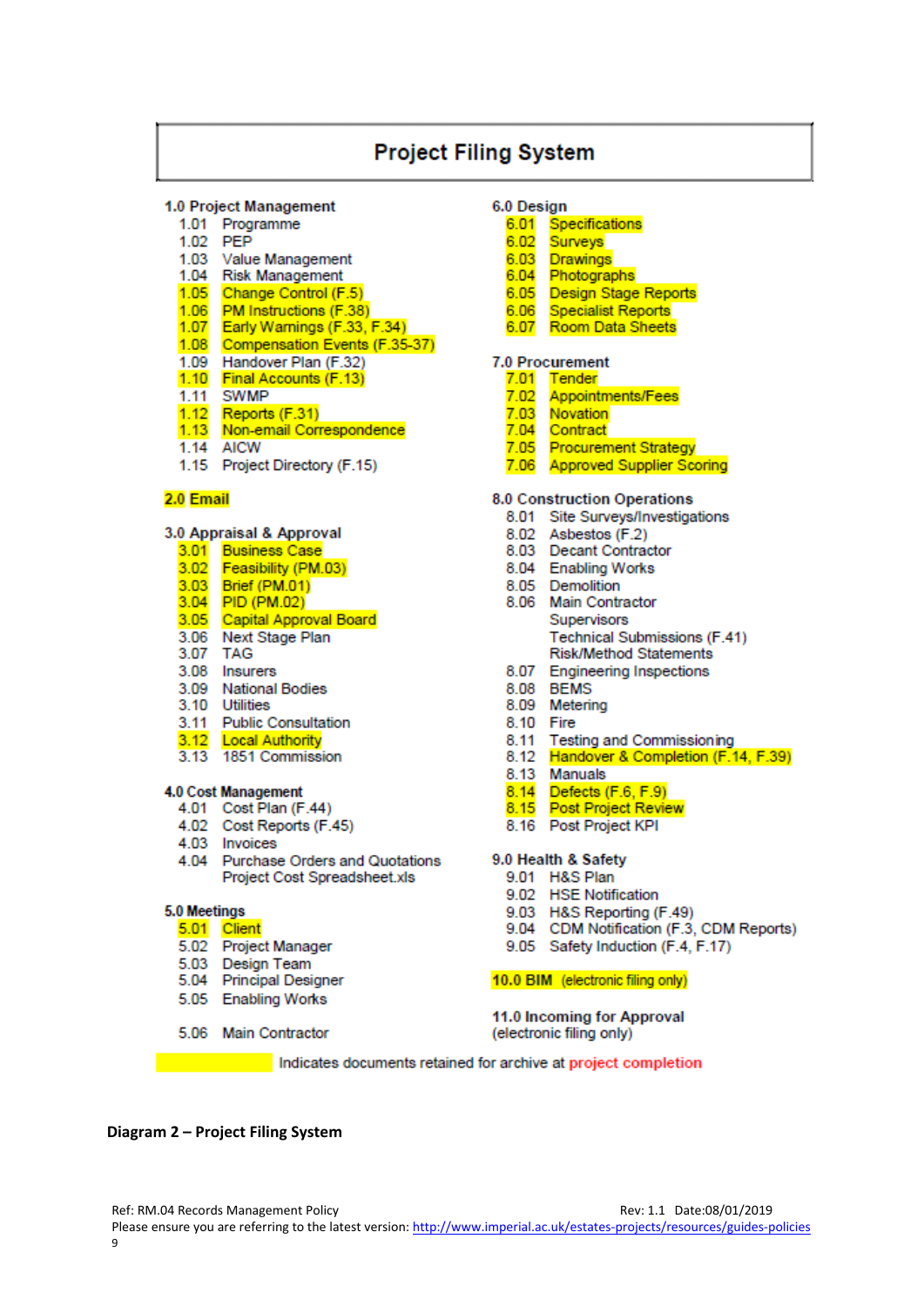# Project Filing System

**1.0 Project Management**

- 1.01 Programme
- 1.02 PEP
- 1.03 Value Management
- 1.04 Risk Management
- 1.05 Change Control (F.5)
- 1.06 PM Instructions (F.38)
- 1.07 Early Warnings (F.33, F.34)
- 1.08 Compensation Events (F.35-37)
- 1.09 Handover Plan (F.32)
- 1.10 Final Accounts (F.13)
- 1.11 SWMP
- 1.12 Reports (F.31)
- 1.13 Non-email Correspondence
- 1.14 AICW
- 1.15 Project Directory (F.15)

**2.0 Email**

**3.0 Appraisal & Approval**

- 3.01 Business Case
- 3.02 Feasibility (PM.03)
- 3.03 Brief (PM.01)
- 3.04 PID (PM.02)
- 3.05 Capital Approval Board
- 3.06 Next Stage Plan
- 3.07 TAG
- 3.08 Insurers
- 3.09 National Bodies
- 3.10 Utilities
- 3.11 Public Consultation
- 3.12 Local Authority
- 3.13 1851 Commission

**4.0 Cost Management**

- 4.01 Cost Plan (F.44)
- 4.02 Cost Reports (F.45)
- 4.03 Invoices
- 4.04 Purchase Orders and Quotations
  Project Cost Spreadsheet.xls

**5.0 Meetings**

- 5.01 Client
- 5.02 Project Manager
- 5.03 Design Team
- 5.04 Principal Designer
- 5.05 Enabling Works
- 5.06 Main Contractor

**6.0 Design**

- 6.01 Specifications
- 6.02 Surveys
- 6.03 Drawings
- 6.04 Photographs
- 6.05 Design Stage Reports
- 6.06 Specialist Reports
- 6.07 Room Data Sheets

**7.0 Procurement**

- 7.01 Tender
- 7.02 Appointments/Fees
- 7.03 Novation
- 7.04 Contract
- 7.05 Procurement Strategy
- 7.06 Approved Supplier Scoring

**8.0 Construction Operations**

- 8.01 Site Surveys/Investigations
- 8.02 Asbestos (F.2)
- 8.03 Decant Contractor
- 8.04 Enabling Works
- 8.05 Demolition
- 8.06 Main Contractor
  Supervisors
  Technical Submissions (F.41)
  Risk/Method Statements
- 8.07 Engineering Inspections
- 8.08 BEMS
- 8.09 Metering
- 8.10 Fire
- 8.11 Testing and Commissioning
- 8.12 Handover & Completion (F.14, F.39)
- 8.13 Manuals
- 8.14 Defects (F.6, F.9)
- 8.15 Post Project Review
- 8.16 Post Project KPI

**9.0 Health & Safety**

- 9.01 H&S Plan
- 9.02 HSE Notification
- 9.03 H&S Reporting (F.49)
- 9.04 CDM Notification (F.3, CDM Reports)
- 9.05 Safety Induction (F.4, F.17)

**10.0 BIM** (electronic filing only)

**11.0 Incoming for Approval**
(electronic filing only)

[Highlighted] Indicates documents retained for archive at project completion

Highlighted items: 1.05, 1.06, 1.07, 1.08, 1.10, 1.12, 1.13, 2.0, 3.01, 3.02, 3.03, 3.04, 3.05, 3.12, 5.01, 6.01–6.07, 7.01–7.06, 8.12, 8.14, 8.15, 10.0

**Diagram 2 – Project Filing System**

Ref: RM.04 Records Management Policy Rev: 1.1 Date:08/01/2019
Please ensure you are referring to the latest version: http://www.imperial.ac.uk/estates-projects/resources/guides-policies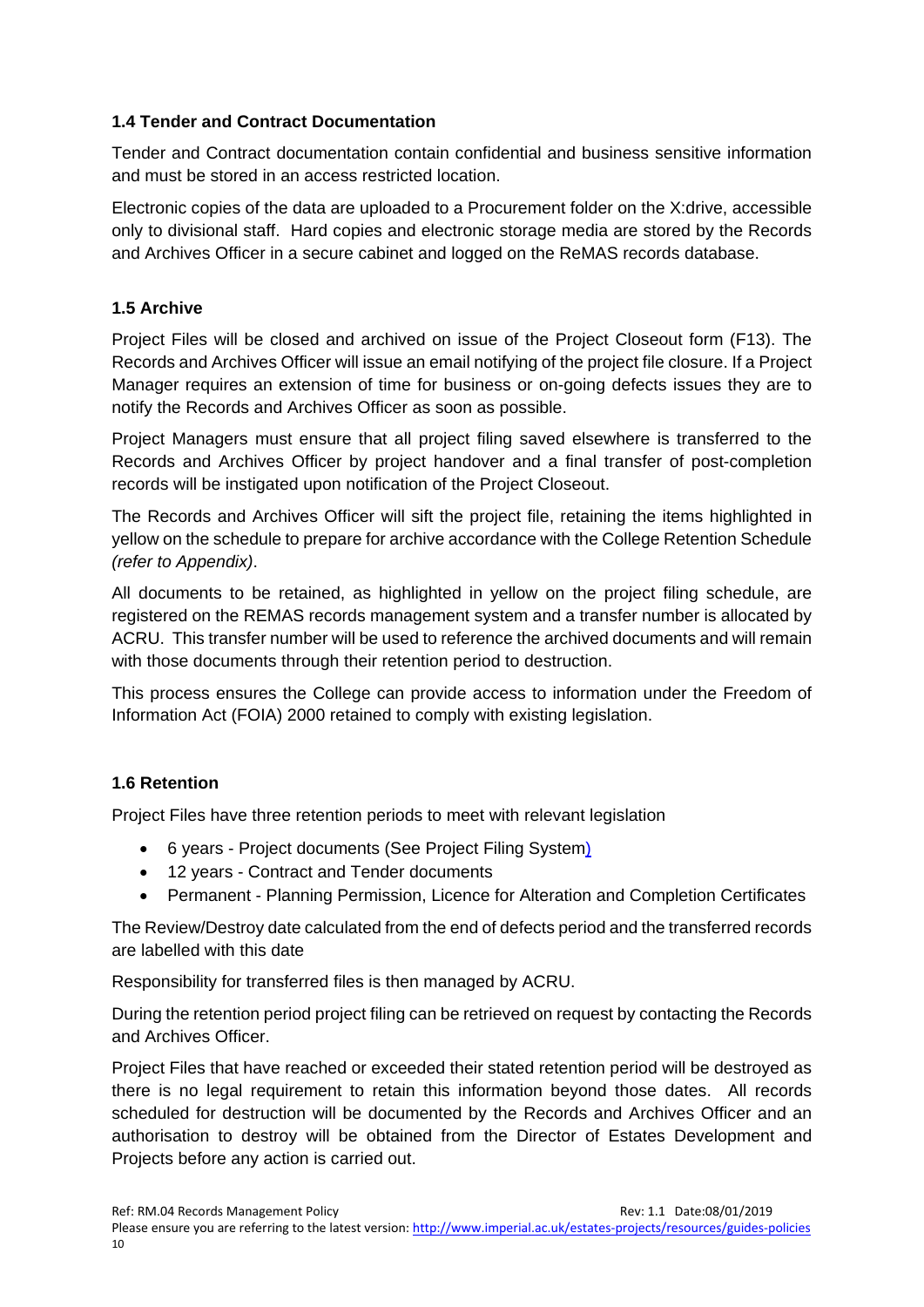### 1.4 Tender and Contract Documentation

Tender and Contract documentation contain confidential and business sensitive information and must be stored in an access restricted location.

Electronic copies of the data are uploaded to a Procurement folder on the X:drive, accessible only to divisional staff. Hard copies and electronic storage media are stored by the Records and Archives Officer in a secure cabinet and logged on the ReMAS records database.

### 1.5 Archive

Project Files will be closed and archived on issue of the Project Closeout form (F13). The Records and Archives Officer will issue an email notifying of the project file closure. If a Project Manager requires an extension of time for business or on-going defects issues they are to notify the Records and Archives Officer as soon as possible.

Project Managers must ensure that all project filing saved elsewhere is transferred to the Records and Archives Officer by project handover and a final transfer of post-completion records will be instigated upon notification of the Project Closeout.

The Records and Archives Officer will sift the project file, retaining the items highlighted in yellow on the schedule to prepare for archive accordance with the College Retention Schedule *(refer to Appendix)*.

All documents to be retained, as highlighted in yellow on the project filing schedule, are registered on the REMAS records management system and a transfer number is allocated by ACRU. This transfer number will be used to reference the archived documents and will remain with those documents through their retention period to destruction.

This process ensures the College can provide access to information under the Freedom of Information Act (FOIA) 2000 retained to comply with existing legislation.

### 1.6 Retention

Project Files have three retention periods to meet with relevant legislation

- 6 years - Project documents (See Project Filing System)
- 12 years - Contract and Tender documents
- Permanent - Planning Permission, Licence for Alteration and Completion Certificates

The Review/Destroy date calculated from the end of defects period and the transferred records are labelled with this date

Responsibility for transferred files is then managed by ACRU.

During the retention period project filing can be retrieved on request by contacting the Records and Archives Officer.

Project Files that have reached or exceeded their stated retention period will be destroyed as there is no legal requirement to retain this information beyond those dates. All records scheduled for destruction will be documented by the Records and Archives Officer and an authorisation to destroy will be obtained from the Director of Estates Development and Projects before any action is carried out.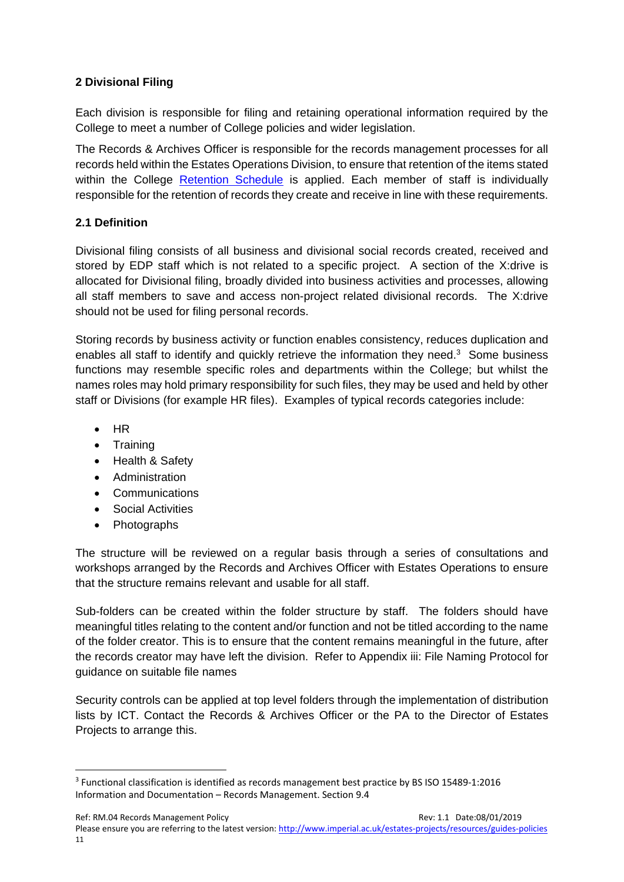## 2 Divisional Filing

Each division is responsible for filing and retaining operational information required by the College to meet a number of College policies and wider legislation.

The Records & Archives Officer is responsible for the records management processes for all records held within the Estates Operations Division, to ensure that retention of the items stated within the College [Retention Schedule](#) is applied. Each member of staff is individually responsible for the retention of records they create and receive in line with these requirements.

### 2.1 Definition

Divisional filing consists of all business and divisional social records created, received and stored by EDP staff which is not related to a specific project. A section of the X:drive is allocated for Divisional filing, broadly divided into business activities and processes, allowing all staff members to save and access non-project related divisional records. The X:drive should not be used for filing personal records.

Storing records by business activity or function enables consistency, reduces duplication and enables all staff to identify and quickly retrieve the information they need.[3] Some business functions may resemble specific roles and departments within the College; but whilst the names roles may hold primary responsibility for such files, they may be used and held by other staff or Divisions (for example HR files). Examples of typical records categories include:

- HR
- Training
- Health & Safety
- Administration
- Communications
- Social Activities
- Photographs

The structure will be reviewed on a regular basis through a series of consultations and workshops arranged by the Records and Archives Officer with Estates Operations to ensure that the structure remains relevant and usable for all staff.

Sub-folders can be created within the folder structure by staff. The folders should have meaningful titles relating to the content and/or function and not be titled according to the name of the folder creator. This is to ensure that the content remains meaningful in the future, after the records creator may have left the division. Refer to Appendix iii: File Naming Protocol for guidance on suitable file names

Security controls can be applied at top level folders through the implementation of distribution lists by ICT. Contact the Records & Archives Officer or the PA to the Director of Estates Projects to arrange this.

[3] Functional classification is identified as records management best practice by BS ISO 15489-1:2016 Information and Documentation – Records Management. Section 9.4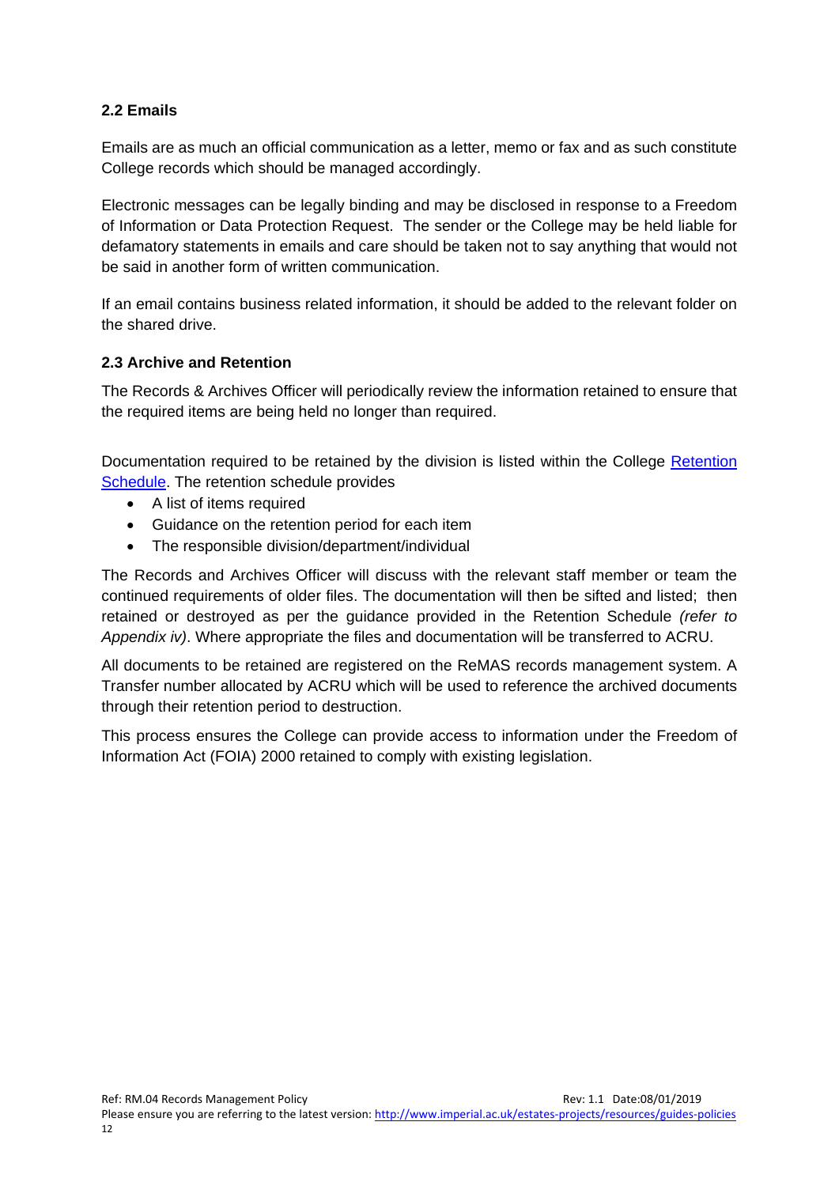### 2.2 Emails

Emails are as much an official communication as a letter, memo or fax and as such constitute College records which should be managed accordingly.

Electronic messages can be legally binding and may be disclosed in response to a Freedom of Information or Data Protection Request. The sender or the College may be held liable for defamatory statements in emails and care should be taken not to say anything that would not be said in another form of written communication.

If an email contains business related information, it should be added to the relevant folder on the shared drive.

### 2.3 Archive and Retention

The Records & Archives Officer will periodically review the information retained to ensure that the required items are being held no longer than required.

Documentation required to be retained by the division is listed within the College Retention Schedule. The retention schedule provides

- A list of items required
- Guidance on the retention period for each item
- The responsible division/department/individual

The Records and Archives Officer will discuss with the relevant staff member or team the continued requirements of older files. The documentation will then be sifted and listed; then retained or destroyed as per the guidance provided in the Retention Schedule *(refer to Appendix iv)*. Where appropriate the files and documentation will be transferred to ACRU.

All documents to be retained are registered on the ReMAS records management system. A Transfer number allocated by ACRU which will be used to reference the archived documents through their retention period to destruction.

This process ensures the College can provide access to information under the Freedom of Information Act (FOIA) 2000 retained to comply with existing legislation.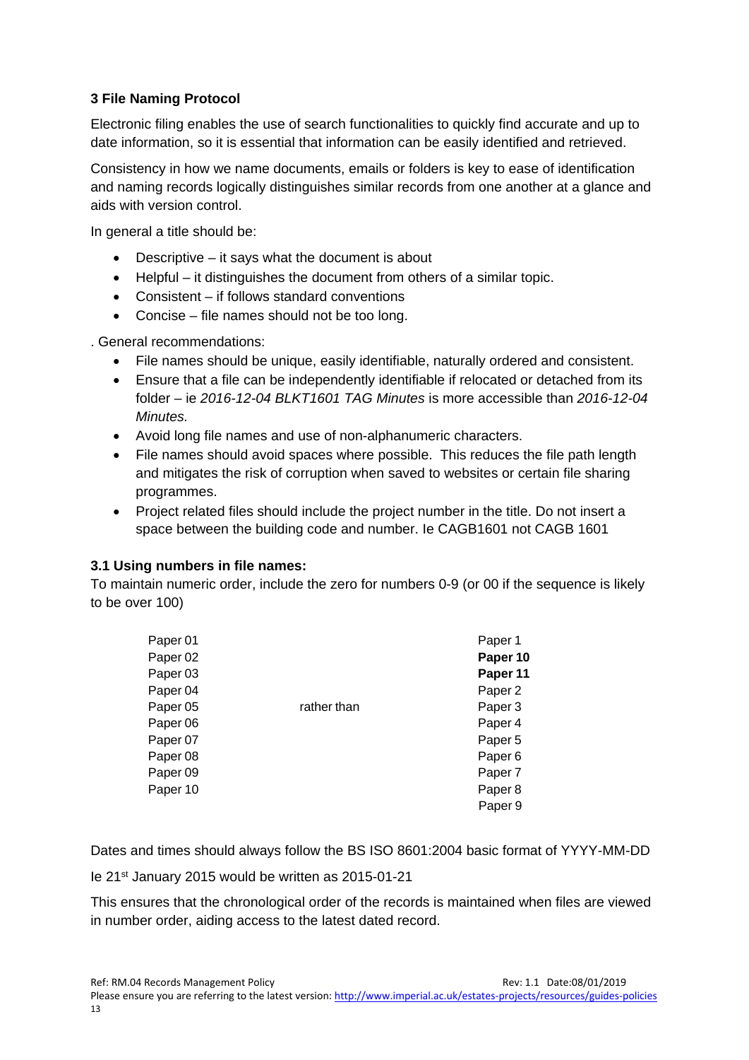### 3 File Naming Protocol

Electronic filing enables the use of search functionalities to quickly find accurate and up to date information, so it is essential that information can be easily identified and retrieved.

Consistency in how we name documents, emails or folders is key to ease of identification and naming records logically distinguishes similar records from one another at a glance and aids with version control.

In general a title should be:

- Descriptive – it says what the document is about
- Helpful – it distinguishes the document from others of a similar topic.
- Consistent – if follows standard conventions
- Concise – file names should not be too long.

. General recommendations:

- File names should be unique, easily identifiable, naturally ordered and consistent.
- Ensure that a file can be independently identifiable if relocated or detached from its folder – ie *2016-12-04 BLKT1601 TAG Minutes* is more accessible than *2016-12-04 Minutes.*
- Avoid long file names and use of non-alphanumeric characters.
- File names should avoid spaces where possible. This reduces the file path length and mitigates the risk of corruption when saved to websites or certain file sharing programmes.
- Project related files should include the project number in the title. Do not insert a space between the building code and number. Ie CAGB1601 not CAGB 1601

#### 3.1 Using numbers in file names:

To maintain numeric order, include the zero for numbers 0-9 (or 00 if the sequence is likely to be over 100)

| | | |
|---|---|---|
| Paper 01 | | Paper 1 |
| Paper 02 | | **Paper 10** |
| Paper 03 | | **Paper 11** |
| Paper 04 | | Paper 2 |
| Paper 05 | rather than | Paper 3 |
| Paper 06 | | Paper 4 |
| Paper 07 | | Paper 5 |
| Paper 08 | | Paper 6 |
| Paper 09 | | Paper 7 |
| Paper 10 | | Paper 8 |
| | | Paper 9 |

Dates and times should always follow the BS ISO 8601:2004 basic format of YYYY-MM-DD

Ie 21st January 2015 would be written as 2015-01-21

This ensures that the chronological order of the records is maintained when files are viewed in number order, aiding access to the latest dated record.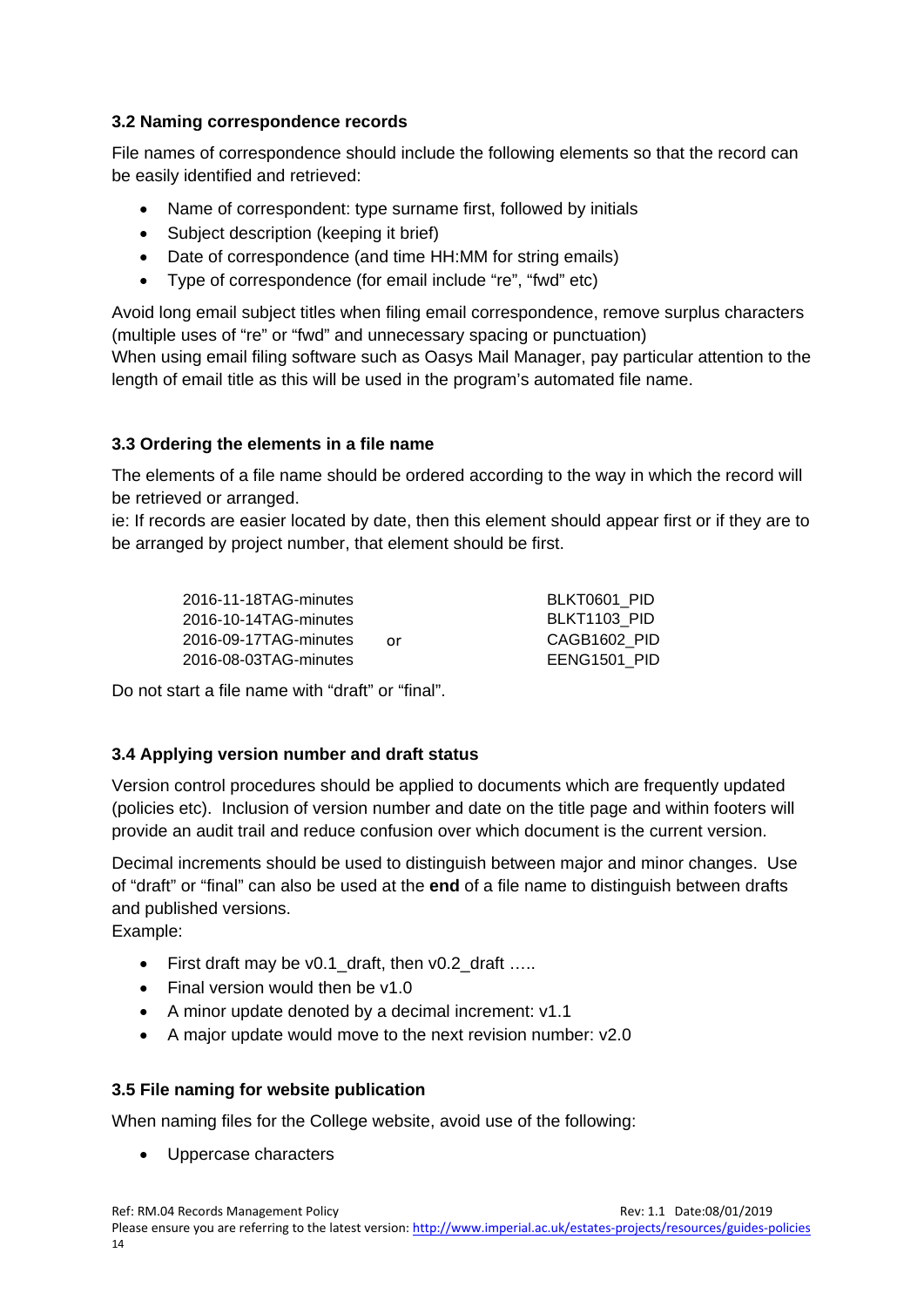### 3.2 Naming correspondence records

File names of correspondence should include the following elements so that the record can be easily identified and retrieved:

- Name of correspondent: type surname first, followed by initials
- Subject description (keeping it brief)
- Date of correspondence (and time HH:MM for string emails)
- Type of correspondence (for email include "re", "fwd" etc)

Avoid long email subject titles when filing email correspondence, remove surplus characters (multiple uses of "re" or "fwd" and unnecessary spacing or punctuation)
When using email filing software such as Oasys Mail Manager, pay particular attention to the length of email title as this will be used in the program's automated file name.

### 3.3 Ordering the elements in a file name

The elements of a file name should be ordered according to the way in which the record will be retrieved or arranged.
ie: If records are easier located by date, then this element should appear first or if they are to be arranged by project number, that element should be first.

| | | |
|---|---|---|
| 2016-11-18TAG-minutes | | BLKT0601_PID |
| 2016-10-14TAG-minutes | | BLKT1103_PID |
| 2016-09-17TAG-minutes | or | CAGB1602_PID |
| 2016-08-03TAG-minutes | | EENG1501_PID |

Do not start a file name with "draft" or "final".

### 3.4 Applying version number and draft status

Version control procedures should be applied to documents which are frequently updated (policies etc). Inclusion of version number and date on the title page and within footers will provide an audit trail and reduce confusion over which document is the current version.

Decimal increments should be used to distinguish between major and minor changes. Use of "draft" or "final" can also be used at the **end** of a file name to distinguish between drafts and published versions.
Example:

- First draft may be v0.1_draft, then v0.2_draft …..
- Final version would then be v1.0
- A minor update denoted by a decimal increment: v1.1
- A major update would move to the next revision number: v2.0

### 3.5 File naming for website publication

When naming files for the College website, avoid use of the following:

- Uppercase characters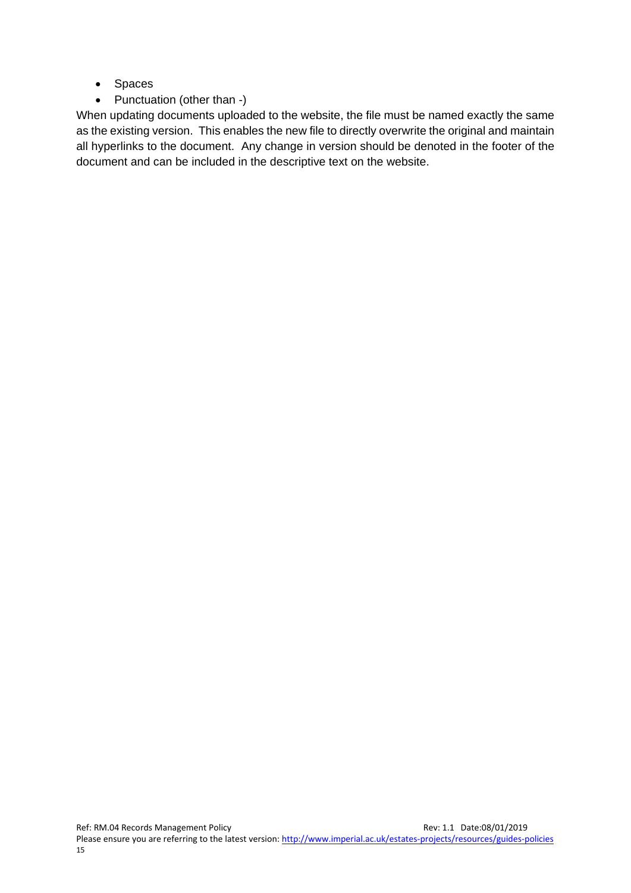- Spaces
- Punctuation (other than -)

When updating documents uploaded to the website, the file must be named exactly the same as the existing version. This enables the new file to directly overwrite the original and maintain all hyperlinks to the document. Any change in version should be denoted in the footer of the document and can be included in the descriptive text on the website.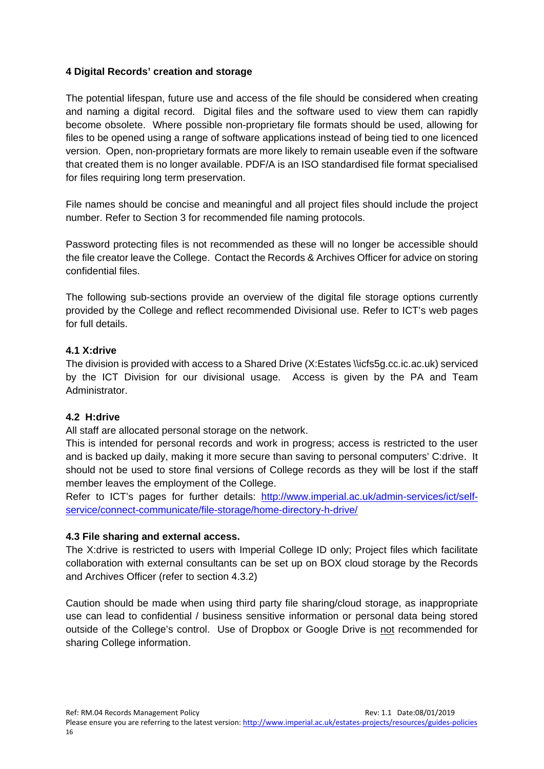## 4 Digital Records' creation and storage

The potential lifespan, future use and access of the file should be considered when creating and naming a digital record. Digital files and the software used to view them can rapidly become obsolete. Where possible non-proprietary file formats should be used, allowing for files to be opened using a range of software applications instead of being tied to one licenced version. Open, non-proprietary formats are more likely to remain useable even if the software that created them is no longer available. PDF/A is an ISO standardised file format specialised for files requiring long term preservation.

File names should be concise and meaningful and all project files should include the project number. Refer to Section 3 for recommended file naming protocols.

Password protecting files is not recommended as these will no longer be accessible should the file creator leave the College. Contact the Records & Archives Officer for advice on storing confidential files.

The following sub-sections provide an overview of the digital file storage options currently provided by the College and reflect recommended Divisional use. Refer to ICT's web pages for full details.

### 4.1 X:drive

The division is provided with access to a Shared Drive (X:Estates \\icfs5g.cc.ic.ac.uk) serviced by the ICT Division for our divisional usage. Access is given by the PA and Team Administrator.

### 4.2 H:drive

All staff are allocated personal storage on the network.
This is intended for personal records and work in progress; access is restricted to the user and is backed up daily, making it more secure than saving to personal computers' C:drive. It should not be used to store final versions of College records as they will be lost if the staff member leaves the employment of the College.
Refer to ICT's pages for further details: [http://www.imperial.ac.uk/admin-services/ict/self-service/connect-communicate/file-storage/home-directory-h-drive/](http://www.imperial.ac.uk/admin-services/ict/self-service/connect-communicate/file-storage/home-directory-h-drive/)

### 4.3 File sharing and external access.

The X:drive is restricted to users with Imperial College ID only; Project files which facilitate collaboration with external consultants can be set up on BOX cloud storage by the Records and Archives Officer (refer to section 4.3.2)

Caution should be made when using third party file sharing/cloud storage, as inappropriate use can lead to confidential / business sensitive information or personal data being stored outside of the College's control. Use of Dropbox or Google Drive is <u>not</u> recommended for sharing College information.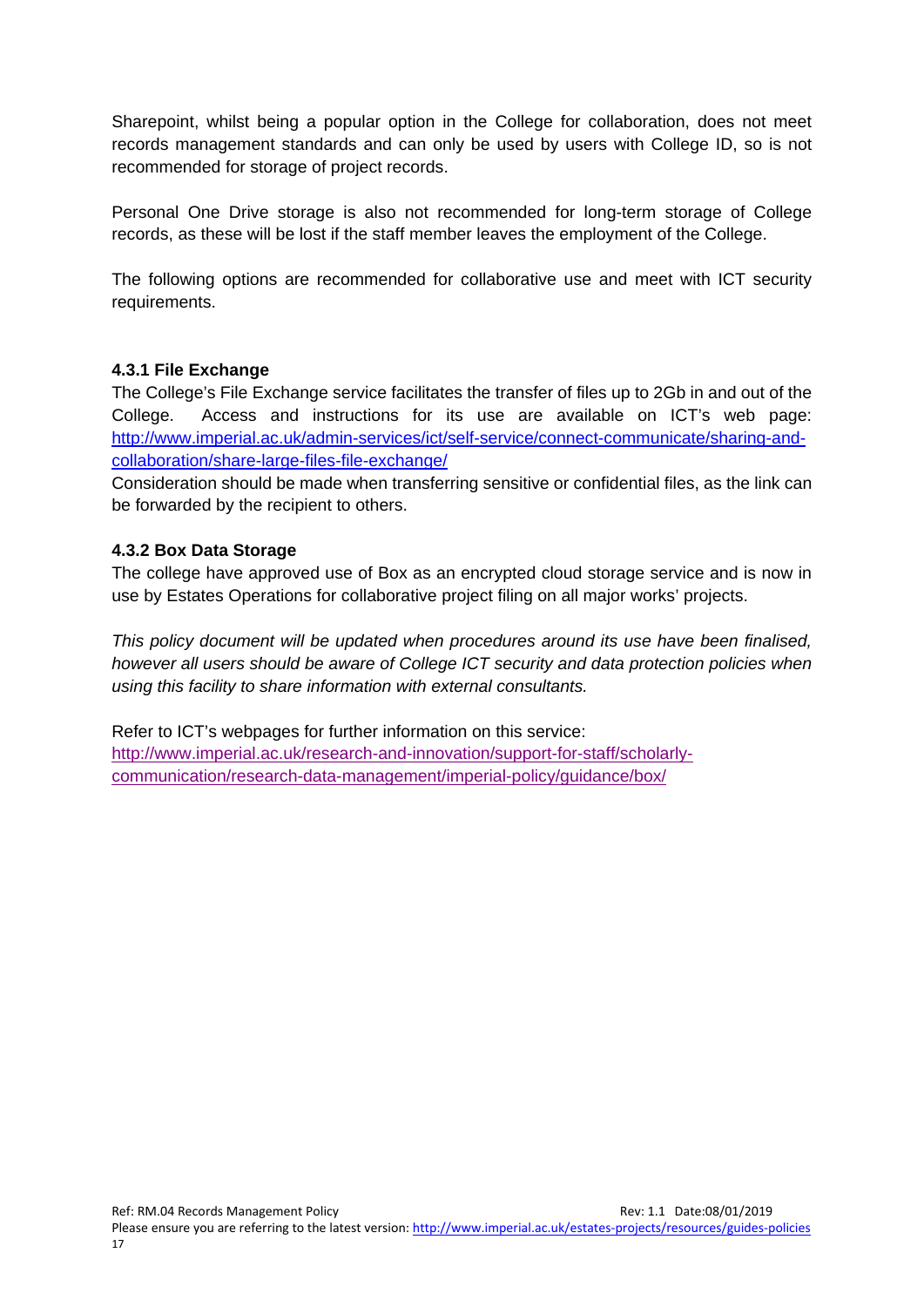Sharepoint, whilst being a popular option in the College for collaboration, does not meet records management standards and can only be used by users with College ID, so is not recommended for storage of project records.

Personal One Drive storage is also not recommended for long-term storage of College records, as these will be lost if the staff member leaves the employment of the College.

The following options are recommended for collaborative use and meet with ICT security requirements.

#### 4.3.1 File Exchange

The College's File Exchange service facilitates the transfer of files up to 2Gb in and out of the College. Access and instructions for its use are available on ICT's web page: [http://www.imperial.ac.uk/admin-services/ict/self-service/connect-communicate/sharing-and-collaboration/share-large-files-file-exchange/](http://www.imperial.ac.uk/admin-services/ict/self-service/connect-communicate/sharing-and-collaboration/share-large-files-file-exchange/)

Consideration should be made when transferring sensitive or confidential files, as the link can be forwarded by the recipient to others.

#### 4.3.2 Box Data Storage

The college have approved use of Box as an encrypted cloud storage service and is now in use by Estates Operations for collaborative project filing on all major works' projects.

*This policy document will be updated when procedures around its use have been finalised, however all users should be aware of College ICT security and data protection policies when using this facility to share information with external consultants.*

Refer to ICT's webpages for further information on this service:
[http://www.imperial.ac.uk/research-and-innovation/support-for-staff/scholarly-communication/research-data-management/imperial-policy/guidance/box/](http://www.imperial.ac.uk/research-and-innovation/support-for-staff/scholarly-communication/research-data-management/imperial-policy/guidance/box/)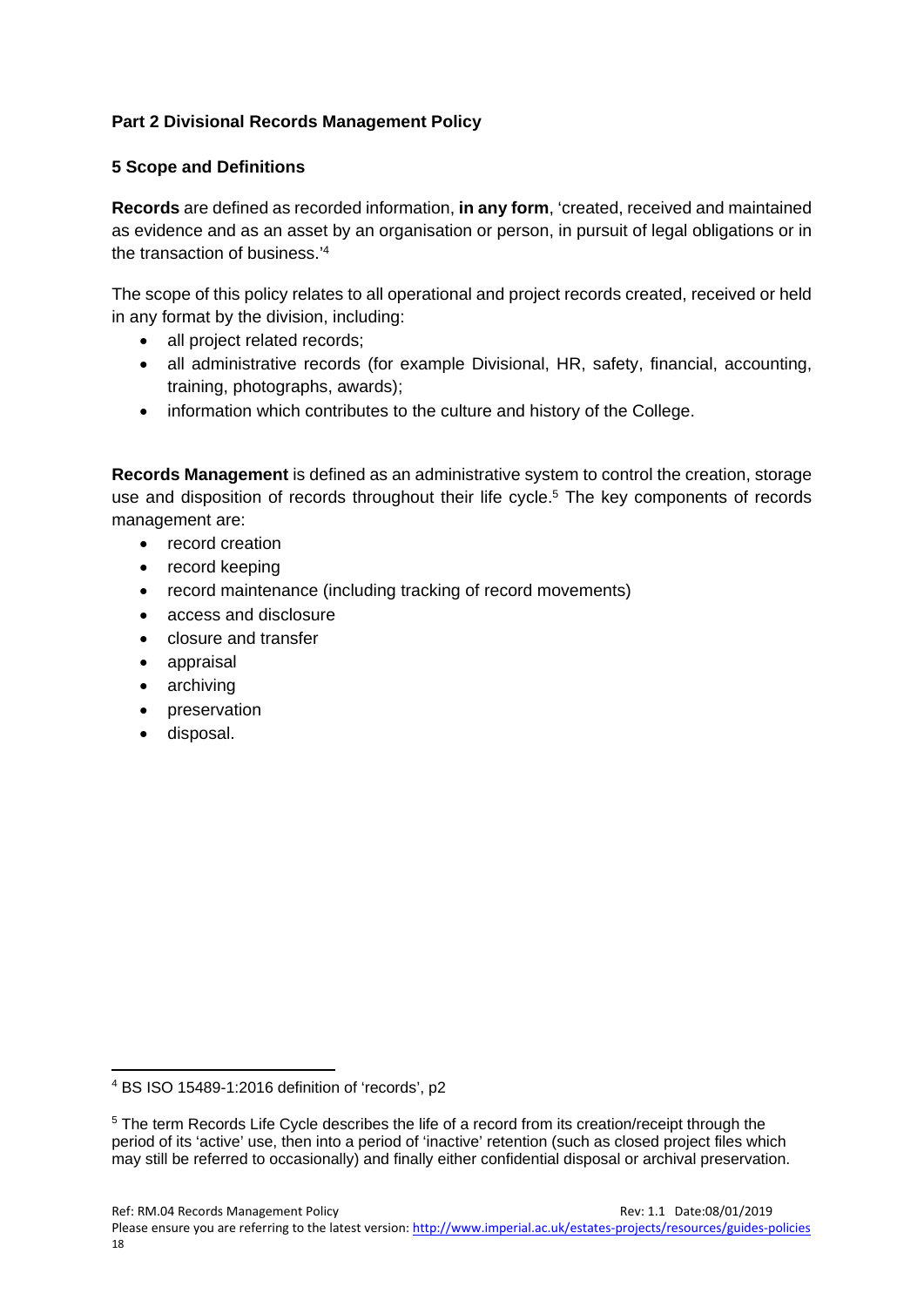## Part 2 Divisional Records Management Policy

### 5 Scope and Definitions

**Records** are defined as recorded information, **in any form**, 'created, received and maintained as evidence and as an asset by an organisation or person, in pursuit of legal obligations or in the transaction of business.'[4]

The scope of this policy relates to all operational and project records created, received or held in any format by the division, including:

- all project related records;
- all administrative records (for example Divisional, HR, safety, financial, accounting, training, photographs, awards);
- information which contributes to the culture and history of the College.

**Records Management** is defined as an administrative system to control the creation, storage use and disposition of records throughout their life cycle.[5] The key components of records management are:

- record creation
- record keeping
- record maintenance (including tracking of record movements)
- access and disclosure
- closure and transfer
- appraisal
- archiving
- preservation
- disposal.

---

[4] BS ISO 15489-1:2016 definition of 'records', p2

[5] The term Records Life Cycle describes the life of a record from its creation/receipt through the period of its 'active' use, then into a period of 'inactive' retention (such as closed project files which may still be referred to occasionally) and finally either confidential disposal or archival preservation.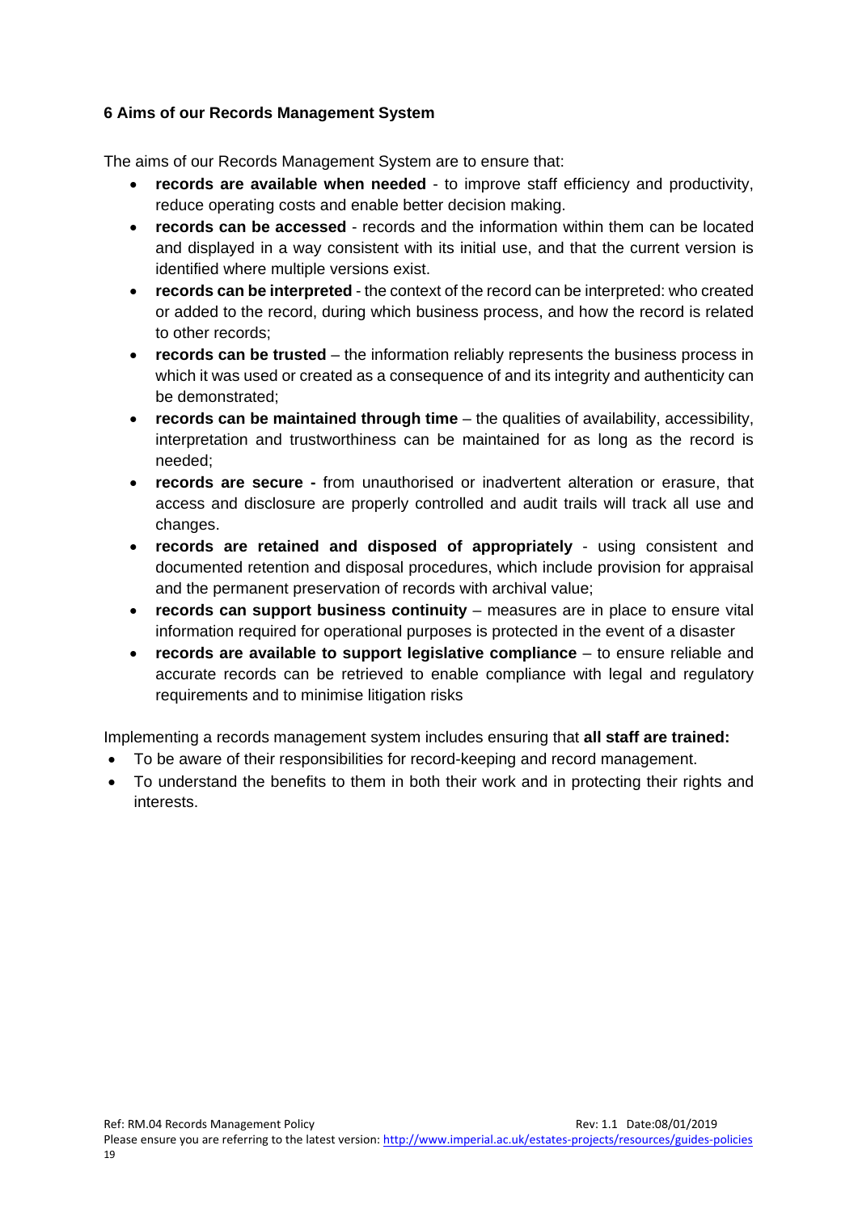## 6 Aims of our Records Management System

The aims of our Records Management System are to ensure that:

- **records are available when needed** - to improve staff efficiency and productivity, reduce operating costs and enable better decision making.
- **records can be accessed** - records and the information within them can be located and displayed in a way consistent with its initial use, and that the current version is identified where multiple versions exist.
- **records can be interpreted** - the context of the record can be interpreted: who created or added to the record, during which business process, and how the record is related to other records;
- **records can be trusted** – the information reliably represents the business process in which it was used or created as a consequence of and its integrity and authenticity can be demonstrated;
- **records can be maintained through time** – the qualities of availability, accessibility, interpretation and trustworthiness can be maintained for as long as the record is needed;
- **records are secure -** from unauthorised or inadvertent alteration or erasure, that access and disclosure are properly controlled and audit trails will track all use and changes.
- **records are retained and disposed of appropriately** - using consistent and documented retention and disposal procedures, which include provision for appraisal and the permanent preservation of records with archival value;
- **records can support business continuity** – measures are in place to ensure vital information required for operational purposes is protected in the event of a disaster
- **records are available to support legislative compliance** – to ensure reliable and accurate records can be retrieved to enable compliance with legal and regulatory requirements and to minimise litigation risks

Implementing a records management system includes ensuring that **all staff are trained:**

- To be aware of their responsibilities for record-keeping and record management.
- To understand the benefits to them in both their work and in protecting their rights and interests.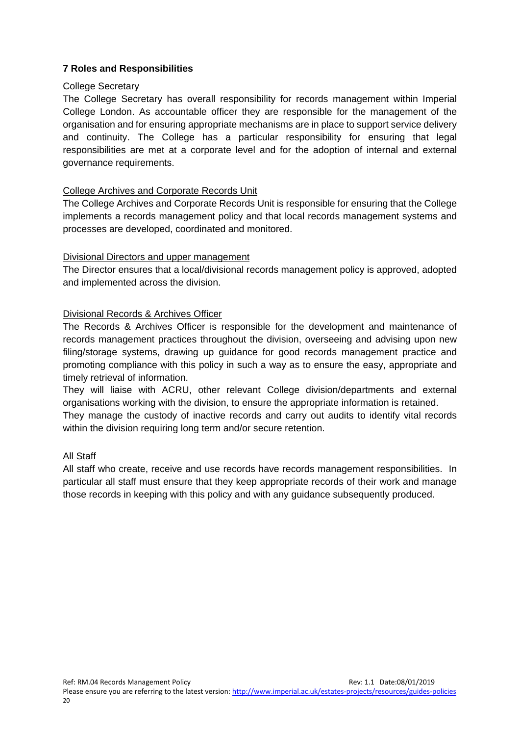## 7 Roles and Responsibilities

College Secretary

The College Secretary has overall responsibility for records management within Imperial College London. As accountable officer they are responsible for the management of the organisation and for ensuring appropriate mechanisms are in place to support service delivery and continuity. The College has a particular responsibility for ensuring that legal responsibilities are met at a corporate level and for the adoption of internal and external governance requirements.

College Archives and Corporate Records Unit

The College Archives and Corporate Records Unit is responsible for ensuring that the College implements a records management policy and that local records management systems and processes are developed, coordinated and monitored.

Divisional Directors and upper management

The Director ensures that a local/divisional records management policy is approved, adopted and implemented across the division.

Divisional Records & Archives Officer

The Records & Archives Officer is responsible for the development and maintenance of records management practices throughout the division, overseeing and advising upon new filing/storage systems, drawing up guidance for good records management practice and promoting compliance with this policy in such a way as to ensure the easy, appropriate and timely retrieval of information.

They will liaise with ACRU, other relevant College division/departments and external organisations working with the division, to ensure the appropriate information is retained.

They manage the custody of inactive records and carry out audits to identify vital records within the division requiring long term and/or secure retention.

All Staff

All staff who create, receive and use records have records management responsibilities. In particular all staff must ensure that they keep appropriate records of their work and manage those records in keeping with this policy and with any guidance subsequently produced.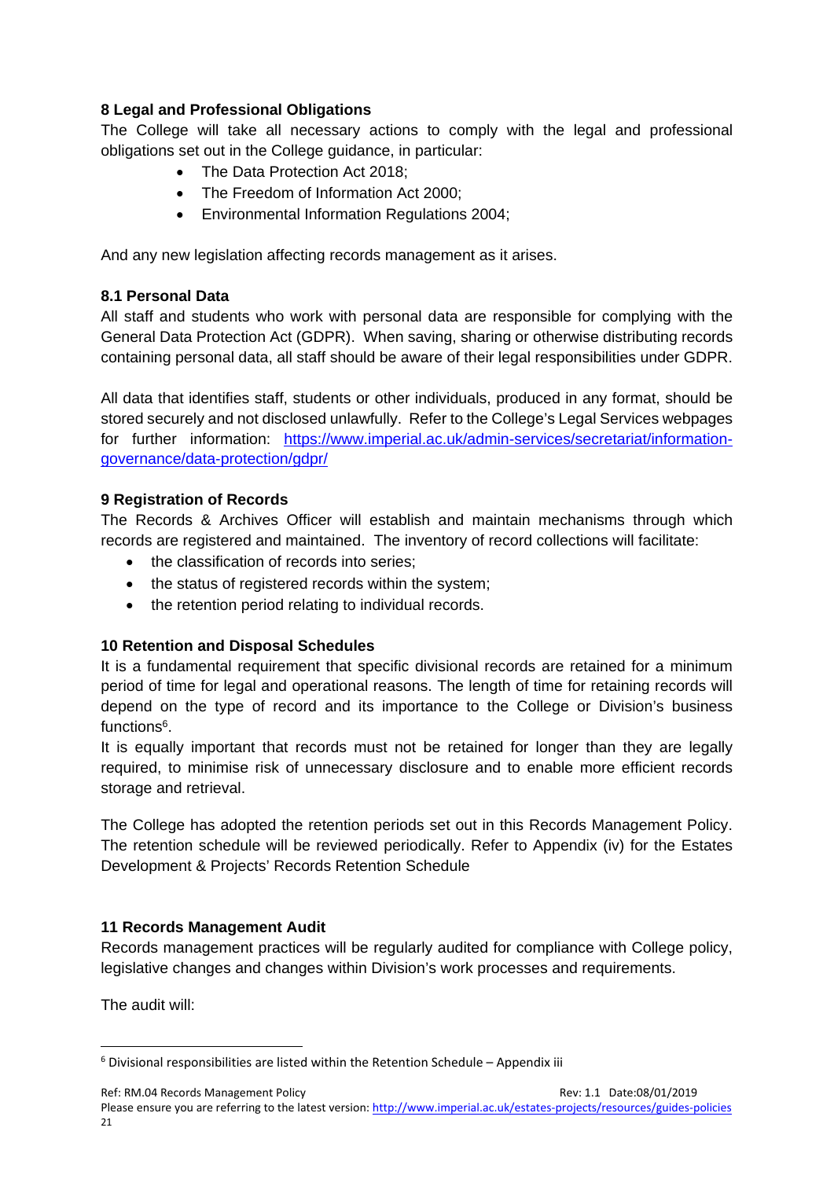## 8 Legal and Professional Obligations

The College will take all necessary actions to comply with the legal and professional obligations set out in the College guidance, in particular:

- The Data Protection Act 2018;
- The Freedom of Information Act 2000;
- Environmental Information Regulations 2004;

And any new legislation affecting records management as it arises.

### 8.1 Personal Data

All staff and students who work with personal data are responsible for complying with the General Data Protection Act (GDPR). When saving, sharing or otherwise distributing records containing personal data, all staff should be aware of their legal responsibilities under GDPR.

All data that identifies staff, students or other individuals, produced in any format, should be stored securely and not disclosed unlawfully. Refer to the College's Legal Services webpages for further information: https://www.imperial.ac.uk/admin-services/secretariat/information-governance/data-protection/gdpr/

## 9 Registration of Records

The Records & Archives Officer will establish and maintain mechanisms through which records are registered and maintained. The inventory of record collections will facilitate:

- the classification of records into series;
- the status of registered records within the system;
- the retention period relating to individual records.

## 10 Retention and Disposal Schedules

It is a fundamental requirement that specific divisional records are retained for a minimum period of time for legal and operational reasons. The length of time for retaining records will depend on the type of record and its importance to the College or Division's business functions[6].

It is equally important that records must not be retained for longer than they are legally required, to minimise risk of unnecessary disclosure and to enable more efficient records storage and retrieval.

The College has adopted the retention periods set out in this Records Management Policy. The retention schedule will be reviewed periodically. Refer to Appendix (iv) for the Estates Development & Projects' Records Retention Schedule

## 11 Records Management Audit

Records management practices will be regularly audited for compliance with College policy, legislative changes and changes within Division's work processes and requirements.

The audit will:

[6] Divisional responsibilities are listed within the Retention Schedule – Appendix iii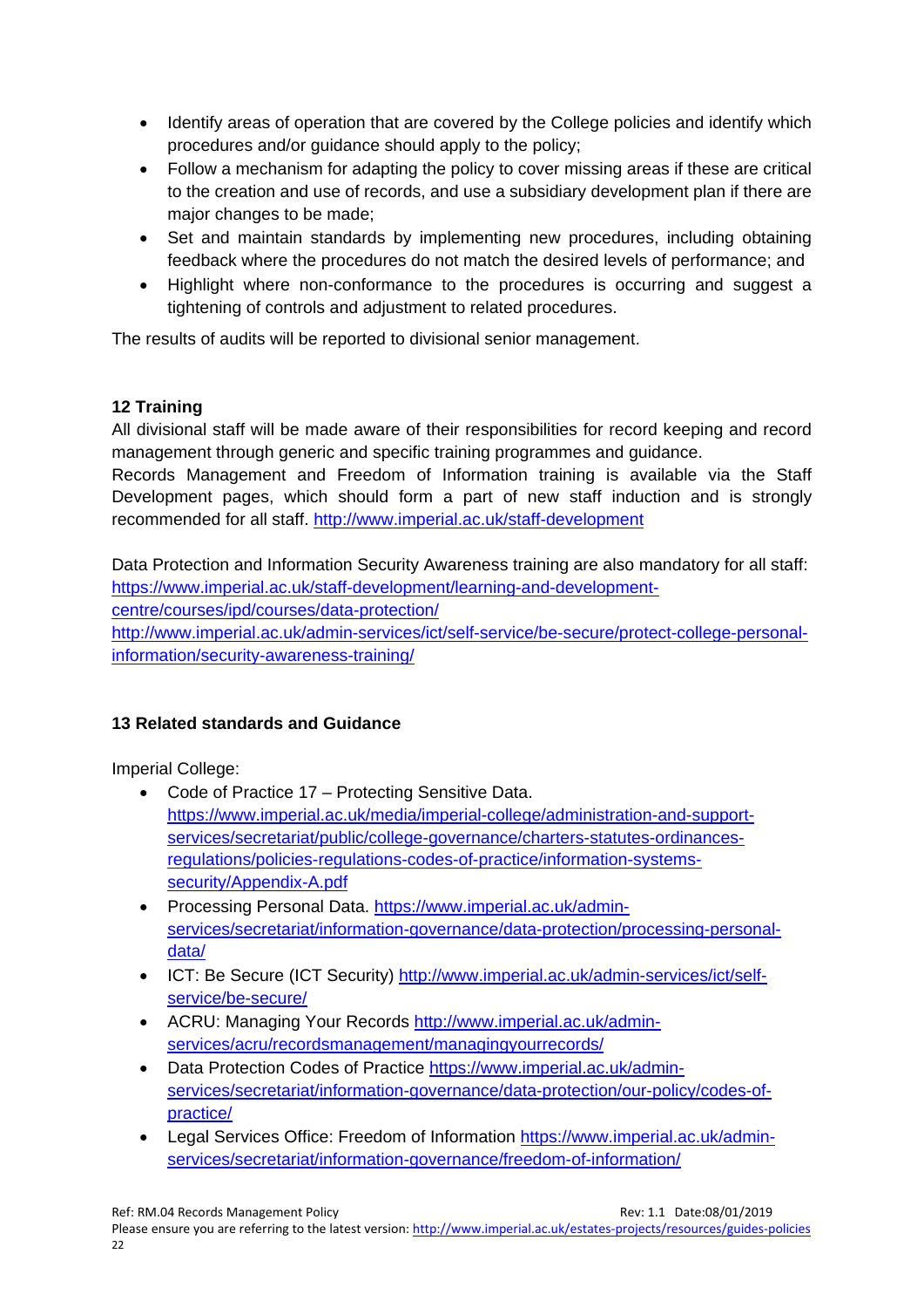- Identify areas of operation that are covered by the College policies and identify which procedures and/or guidance should apply to the policy;
- Follow a mechanism for adapting the policy to cover missing areas if these are critical to the creation and use of records, and use a subsidiary development plan if there are major changes to be made;
- Set and maintain standards by implementing new procedures, including obtaining feedback where the procedures do not match the desired levels of performance; and
- Highlight where non-conformance to the procedures is occurring and suggest a tightening of controls and adjustment to related procedures.

The results of audits will be reported to divisional senior management.

## 12 Training

All divisional staff will be made aware of their responsibilities for record keeping and record management through generic and specific training programmes and guidance.

Records Management and Freedom of Information training is available via the Staff Development pages, which should form a part of new staff induction and is strongly recommended for all staff. http://www.imperial.ac.uk/staff-development

Data Protection and Information Security Awareness training are also mandatory for all staff:
https://www.imperial.ac.uk/staff-development/learning-and-development-centre/courses/ipd/courses/data-protection/
http://www.imperial.ac.uk/admin-services/ict/self-service/be-secure/protect-college-personal-information/security-awareness-training/

## 13 Related standards and Guidance

Imperial College:

- Code of Practice 17 – Protecting Sensitive Data. https://www.imperial.ac.uk/media/imperial-college/administration-and-support-services/secretariat/public/college-governance/charters-statutes-ordinances-regulations/policies-regulations-codes-of-practice/information-systems-security/Appendix-A.pdf
- Processing Personal Data. https://www.imperial.ac.uk/admin-services/secretariat/information-governance/data-protection/processing-personal-data/
- ICT: Be Secure (ICT Security) http://www.imperial.ac.uk/admin-services/ict/self-service/be-secure/
- ACRU: Managing Your Records http://www.imperial.ac.uk/admin-services/acru/recordsmanagement/managingyourrecords/
- Data Protection Codes of Practice https://www.imperial.ac.uk/admin-services/secretariat/information-governance/data-protection/our-policy/codes-of-practice/
- Legal Services Office: Freedom of Information https://www.imperial.ac.uk/admin-services/secretariat/information-governance/freedom-of-information/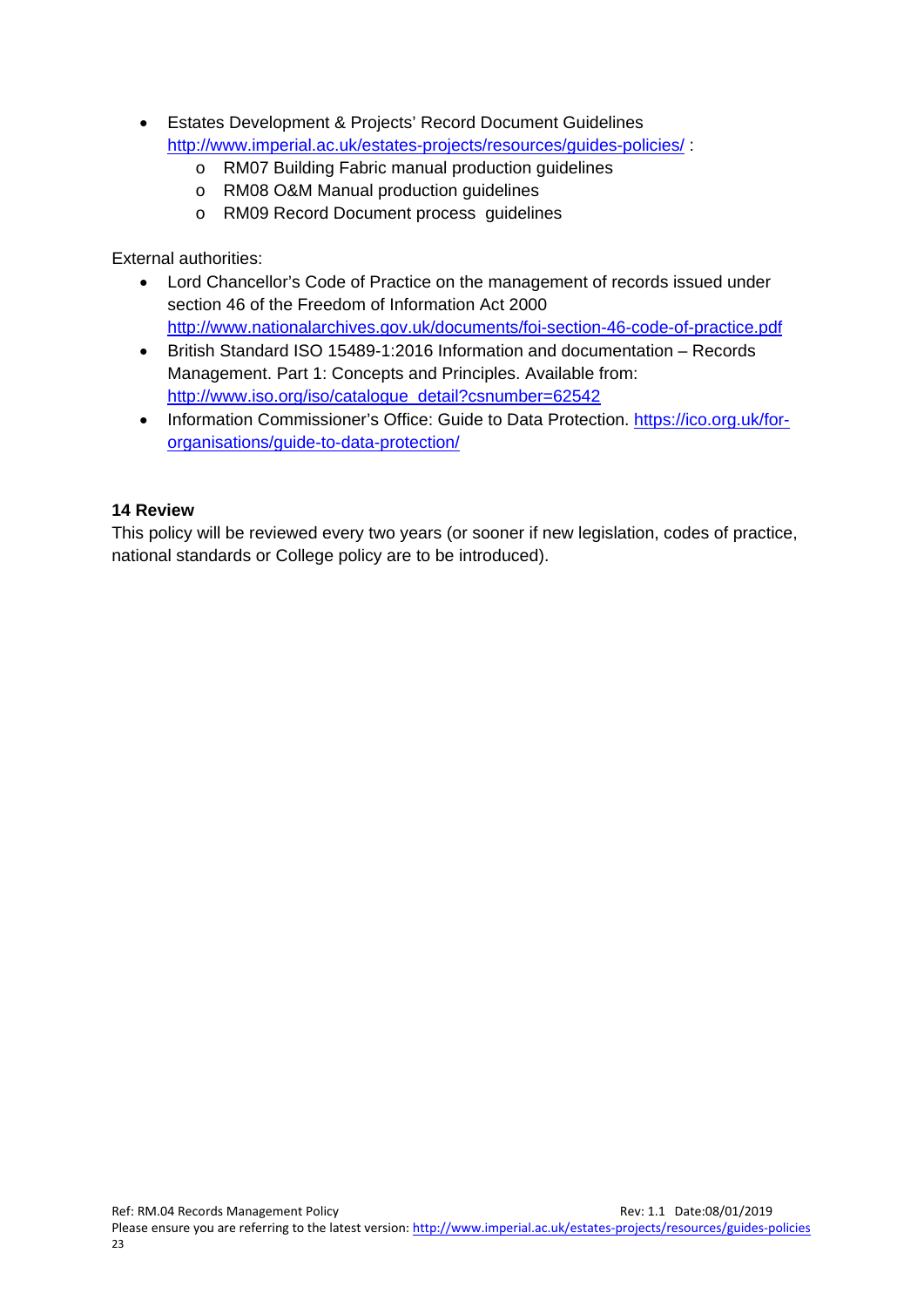- Estates Development & Projects' Record Document Guidelines http://www.imperial.ac.uk/estates-projects/resources/guides-policies/ :
  - RM07 Building Fabric manual production guidelines
  - RM08 O&M Manual production guidelines
  - RM09 Record Document process guidelines

External authorities:

- Lord Chancellor's Code of Practice on the management of records issued under section 46 of the Freedom of Information Act 2000 http://www.nationalarchives.gov.uk/documents/foi-section-46-code-of-practice.pdf
- British Standard ISO 15489-1:2016 Information and documentation – Records Management. Part 1: Concepts and Principles. Available from: http://www.iso.org/iso/catalogue_detail?csnumber=62542
- Information Commissioner's Office: Guide to Data Protection. https://ico.org.uk/for-organisations/guide-to-data-protection/

**14 Review**

This policy will be reviewed every two years (or sooner if new legislation, codes of practice, national standards or College policy are to be introduced).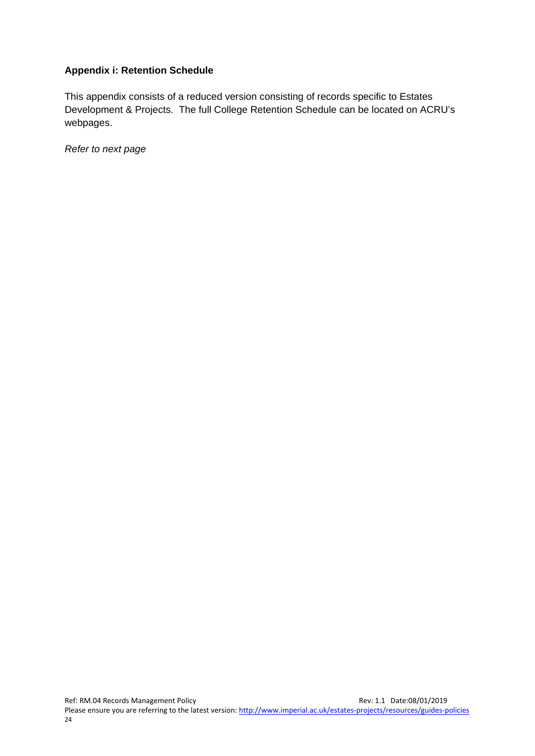**Appendix i: Retention Schedule**

This appendix consists of a reduced version consisting of records specific to Estates Development & Projects. The full College Retention Schedule can be located on ACRU's webpages.

*Refer to next page*